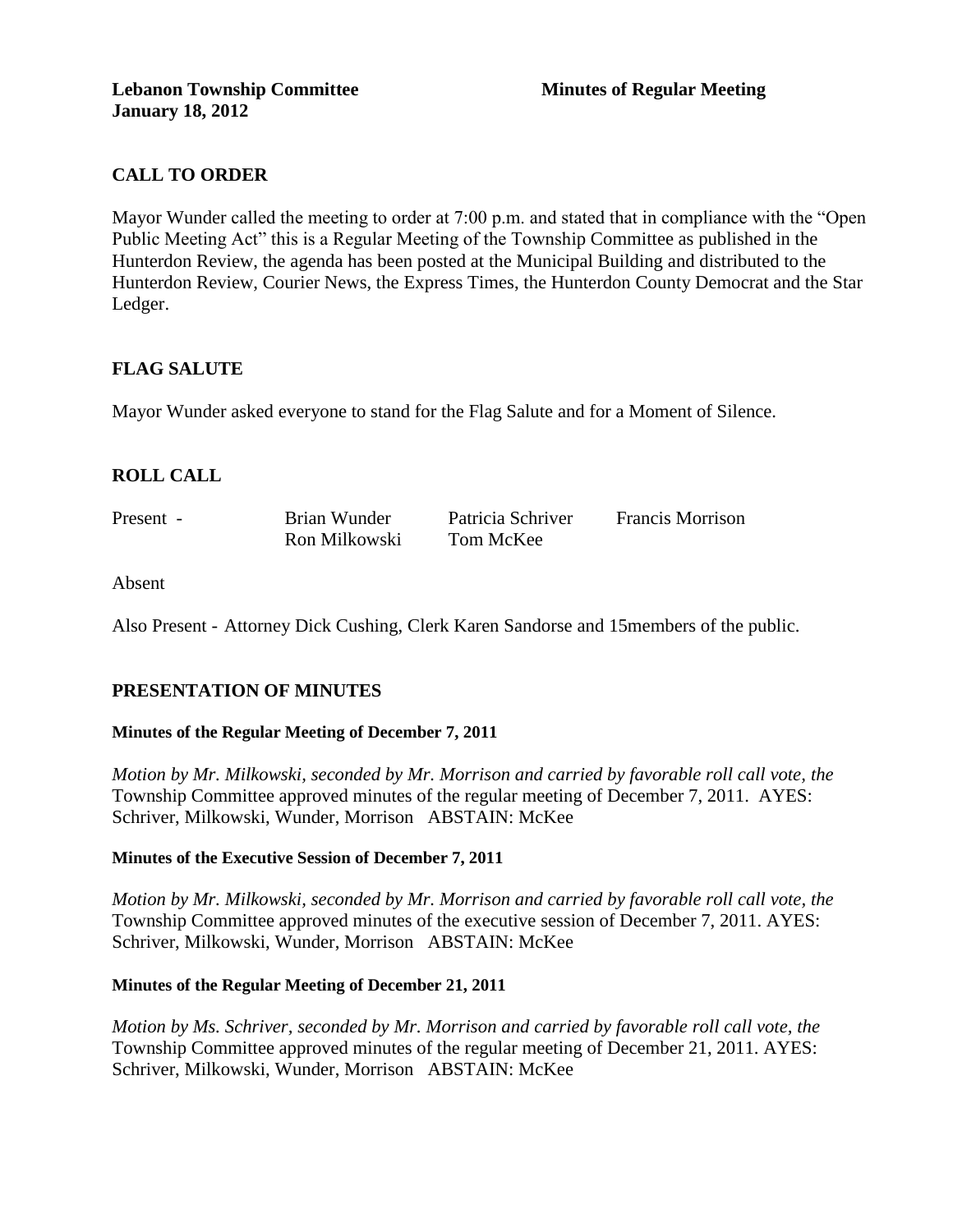**Lebanon Township Committee** **Minutes of Regular Meeting**
**January 18, 2012**

## CALL TO ORDER

Mayor Wunder called the meeting to order at 7:00 p.m. and stated that in compliance with the "Open Public Meeting Act" this is a Regular Meeting of the Township Committee as published in the Hunterdon Review, the agenda has been posted at the Municipal Building and distributed to the Hunterdon Review, Courier News, the Express Times, the Hunterdon County Democrat and the Star Ledger.

## FLAG SALUTE

Mayor Wunder asked everyone to stand for the Flag Salute and for a Moment of Silence.

## ROLL CALL

| Present - | Brian Wunder | Patricia Schriver | Francis Morrison |
|---|---|---|---|
| | Ron Milkowski | Tom McKee | |

Absent

Also Present - Attorney Dick Cushing, Clerk Karen Sandorse and 15members of the public.

## PRESENTATION OF MINUTES

**Minutes of the Regular Meeting of December 7, 2011**

*Motion by Mr. Milkowski, seconded by Mr. Morrison and carried by favorable roll call vote, the* Township Committee approved minutes of the regular meeting of December 7, 2011. AYES: Schriver, Milkowski, Wunder, Morrison ABSTAIN: McKee

**Minutes of the Executive Session of December 7, 2011**

*Motion by Mr. Milkowski, seconded by Mr. Morrison and carried by favorable roll call vote, the* Township Committee approved minutes of the executive session of December 7, 2011. AYES: Schriver, Milkowski, Wunder, Morrison ABSTAIN: McKee

**Minutes of the Regular Meeting of December 21, 2011**

*Motion by Ms. Schriver, seconded by Mr. Morrison and carried by favorable roll call vote, the* Township Committee approved minutes of the regular meeting of December 21, 2011. AYES: Schriver, Milkowski, Wunder, Morrison ABSTAIN: McKee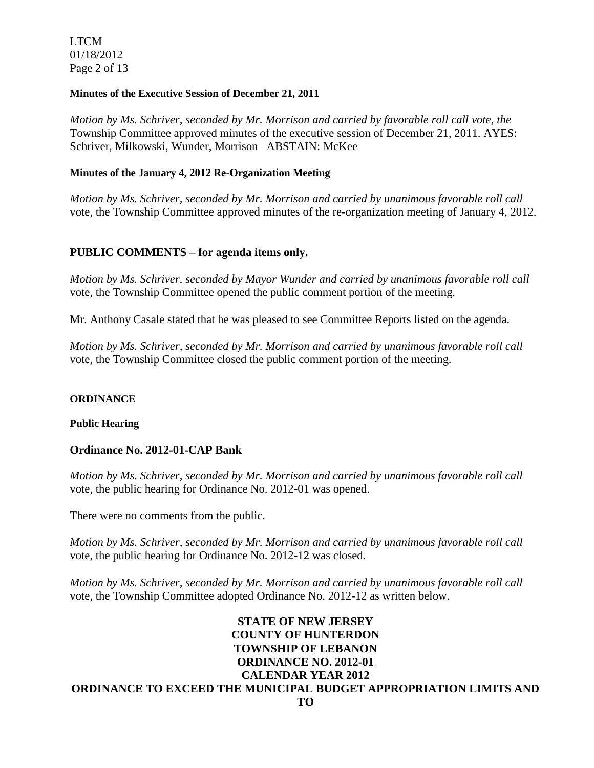**Minutes of the Executive Session of December 21, 2011**

*Motion by Ms. Schriver, seconded by Mr. Morrison and carried by favorable roll call vote, the* Township Committee approved minutes of the executive session of December 21, 2011. AYES: Schriver, Milkowski, Wunder, Morrison ABSTAIN: McKee

**Minutes of the January 4, 2012 Re-Organization Meeting**

*Motion by Ms. Schriver, seconded by Mr. Morrison and carried by unanimous favorable roll call* vote, the Township Committee approved minutes of the re-organization meeting of January 4, 2012.

## PUBLIC COMMENTS – for agenda items only.

*Motion by Ms. Schriver, seconded by Mayor Wunder and carried by unanimous favorable roll call* vote, the Township Committee opened the public comment portion of the meeting.

Mr. Anthony Casale stated that he was pleased to see Committee Reports listed on the agenda.

*Motion by Ms. Schriver, seconded by Mr. Morrison and carried by unanimous favorable roll call* vote, the Township Committee closed the public comment portion of the meeting.

**ORDINANCE**

**Public Hearing**

### Ordinance No. 2012-01-CAP Bank

*Motion by Ms. Schriver, seconded by Mr. Morrison and carried by unanimous favorable roll call* vote, the public hearing for Ordinance No. 2012-01 was opened.

There were no comments from the public.

*Motion by Ms. Schriver, seconded by Mr. Morrison and carried by unanimous favorable roll call* vote, the public hearing for Ordinance No. 2012-12 was closed.

*Motion by Ms. Schriver, seconded by Mr. Morrison and carried by unanimous favorable roll call* vote, the Township Committee adopted Ordinance No. 2012-12 as written below.

**STATE OF NEW JERSEY**
**COUNTY OF HUNTERDON**
**TOWNSHIP OF LEBANON**
**ORDINANCE NO. 2012-01**
**CALENDAR YEAR 2012**
**ORDINANCE TO EXCEED THE MUNICIPAL BUDGET APPROPRIATION LIMITS AND TO**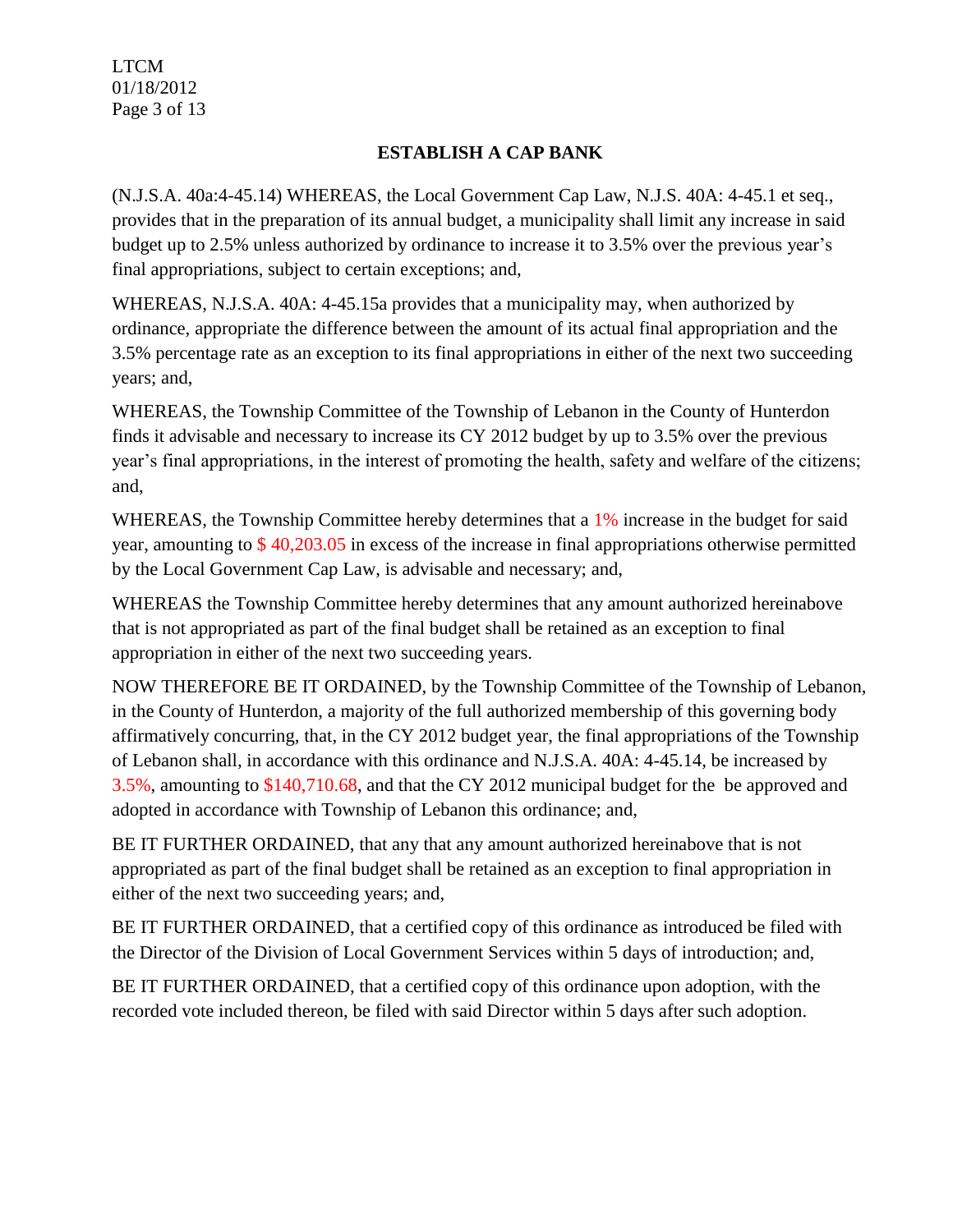## ESTABLISH A CAP BANK

(N.J.S.A. 40a:4-45.14) WHEREAS, the Local Government Cap Law, N.J.S. 40A: 4-45.1 et seq., provides that in the preparation of its annual budget, a municipality shall limit any increase in said budget up to 2.5% unless authorized by ordinance to increase it to 3.5% over the previous year's final appropriations, subject to certain exceptions; and,

WHEREAS, N.J.S.A. 40A: 4-45.15a provides that a municipality may, when authorized by ordinance, appropriate the difference between the amount of its actual final appropriation and the 3.5% percentage rate as an exception to its final appropriations in either of the next two succeeding years; and,

WHEREAS, the Township Committee of the Township of Lebanon in the County of Hunterdon finds it advisable and necessary to increase its CY 2012 budget by up to 3.5% over the previous year's final appropriations, in the interest of promoting the health, safety and welfare of the citizens; and,

WHEREAS, the Township Committee hereby determines that a 1% increase in the budget for said year, amounting to $ 40,203.05 in excess of the increase in final appropriations otherwise permitted by the Local Government Cap Law, is advisable and necessary; and,

WHEREAS the Township Committee hereby determines that any amount authorized hereinabove that is not appropriated as part of the final budget shall be retained as an exception to final appropriation in either of the next two succeeding years.

NOW THEREFORE BE IT ORDAINED, by the Township Committee of the Township of Lebanon, in the County of Hunterdon, a majority of the full authorized membership of this governing body affirmatively concurring, that, in the CY 2012 budget year, the final appropriations of the Township of Lebanon shall, in accordance with this ordinance and N.J.S.A. 40A: 4-45.14, be increased by 3.5%, amounting to $140,710.68, and that the CY 2012 municipal budget for the be approved and adopted in accordance with Township of Lebanon this ordinance; and,

BE IT FURTHER ORDAINED, that any that any amount authorized hereinabove that is not appropriated as part of the final budget shall be retained as an exception to final appropriation in either of the next two succeeding years; and,

BE IT FURTHER ORDAINED, that a certified copy of this ordinance as introduced be filed with the Director of the Division of Local Government Services within 5 days of introduction; and,

BE IT FURTHER ORDAINED, that a certified copy of this ordinance upon adoption, with the recorded vote included thereon, be filed with said Director within 5 days after such adoption.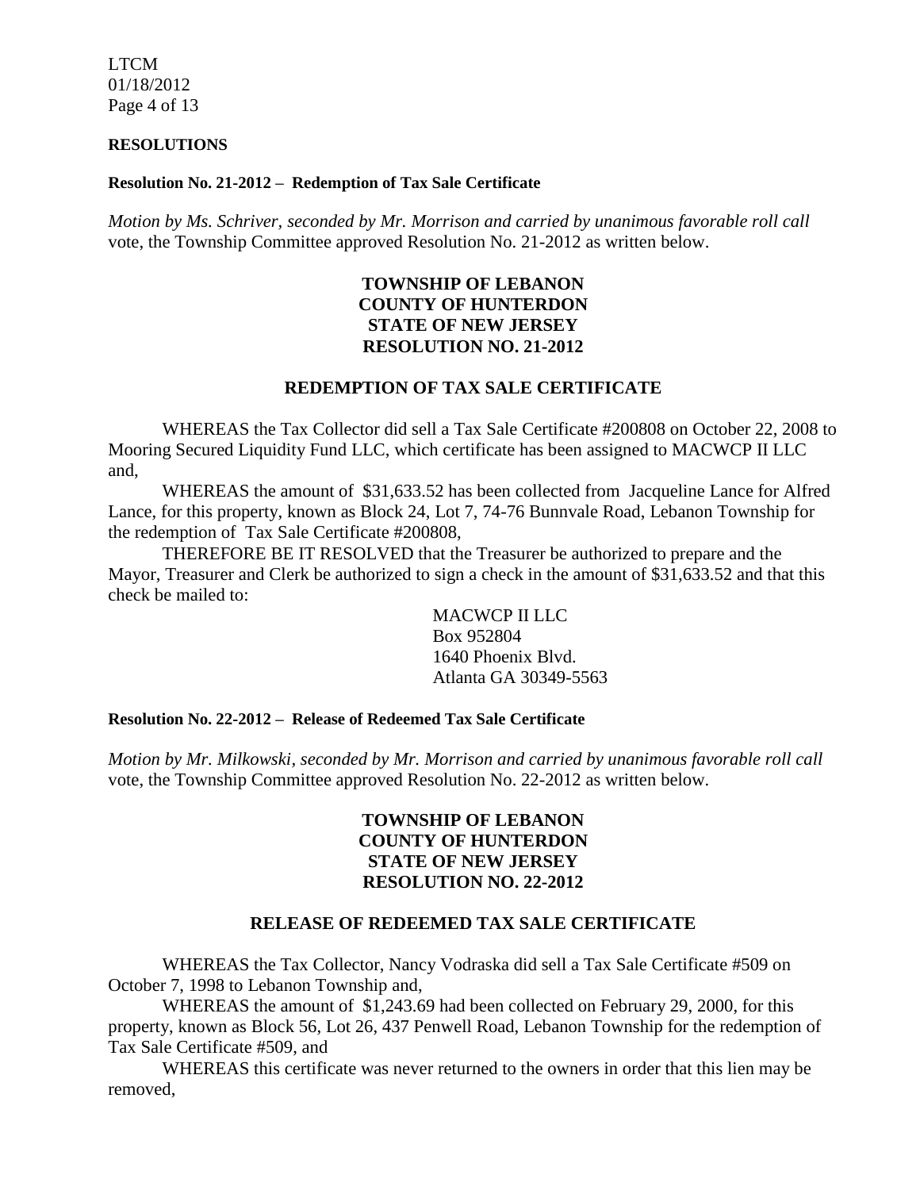**RESOLUTIONS**

**Resolution No. 21-2012 – Redemption of Tax Sale Certificate**

*Motion by Ms. Schriver, seconded by Mr. Morrison and carried by unanimous favorable roll call* vote, the Township Committee approved Resolution No. 21-2012 as written below.

**TOWNSHIP OF LEBANON**
**COUNTY OF HUNTERDON**
**STATE OF NEW JERSEY**
**RESOLUTION NO. 21-2012**

**REDEMPTION OF TAX SALE CERTIFICATE**

WHEREAS the Tax Collector did sell a Tax Sale Certificate #200808 on October 22, 2008 to Mooring Secured Liquidity Fund LLC, which certificate has been assigned to MACWCP II LLC and,

WHEREAS the amount of $31,633.52 has been collected from Jacqueline Lance for Alfred Lance, for this property, known as Block 24, Lot 7, 74-76 Bunnvale Road, Lebanon Township for the redemption of Tax Sale Certificate #200808,

THEREFORE BE IT RESOLVED that the Treasurer be authorized to prepare and the Mayor, Treasurer and Clerk be authorized to sign a check in the amount of $31,633.52 and that this check be mailed to:

MACWCP II LLC
Box 952804
1640 Phoenix Blvd.
Atlanta GA 30349-5563

**Resolution No. 22-2012 – Release of Redeemed Tax Sale Certificate**

*Motion by Mr. Milkowski, seconded by Mr. Morrison and carried by unanimous favorable roll call* vote, the Township Committee approved Resolution No. 22-2012 as written below.

**TOWNSHIP OF LEBANON**
**COUNTY OF HUNTERDON**
**STATE OF NEW JERSEY**
**RESOLUTION NO. 22-2012**

**RELEASE OF REDEEMED TAX SALE CERTIFICATE**

WHEREAS the Tax Collector, Nancy Vodraska did sell a Tax Sale Certificate #509 on October 7, 1998 to Lebanon Township and,

WHEREAS the amount of $1,243.69 had been collected on February 29, 2000, for this property, known as Block 56, Lot 26, 437 Penwell Road, Lebanon Township for the redemption of Tax Sale Certificate #509, and

WHEREAS this certificate was never returned to the owners in order that this lien may be removed,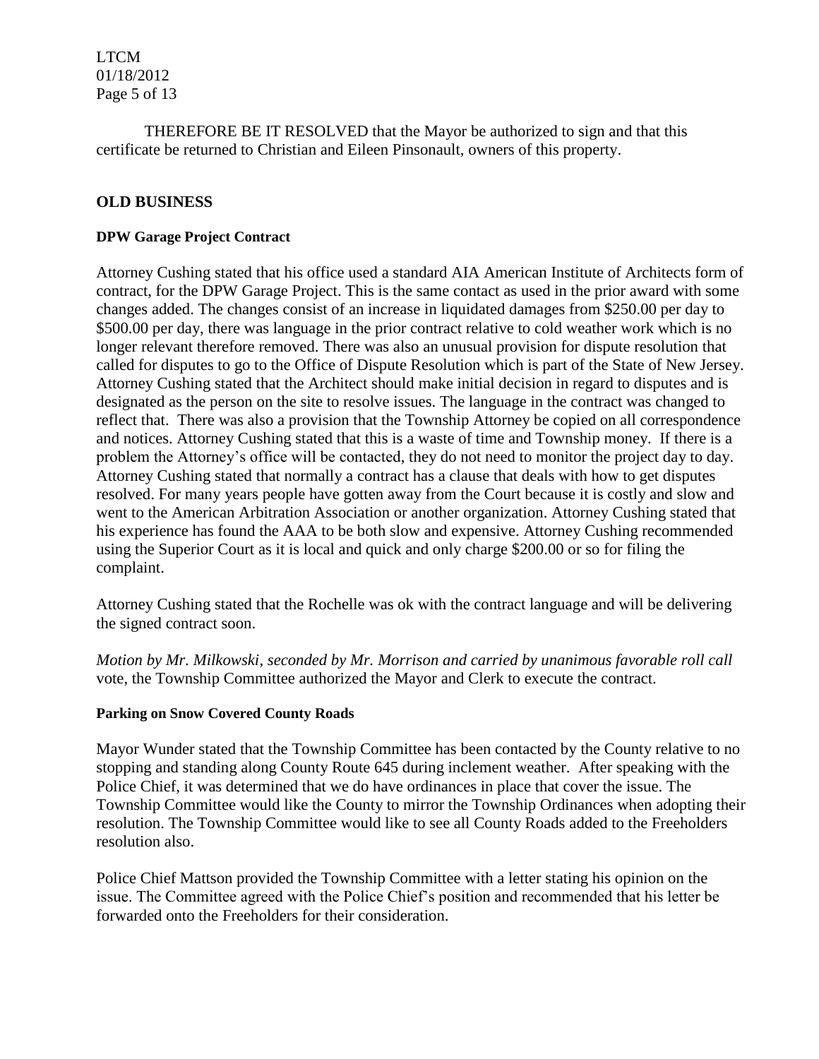THEREFORE BE IT RESOLVED that the Mayor be authorized to sign and that this certificate be returned to Christian and Eileen Pinsonault, owners of this property.

## OLD BUSINESS

### DPW Garage Project Contract

Attorney Cushing stated that his office used a standard AIA American Institute of Architects form of contract, for the DPW Garage Project. This is the same contact as used in the prior award with some changes added. The changes consist of an increase in liquidated damages from $250.00 per day to $500.00 per day, there was language in the prior contract relative to cold weather work which is no longer relevant therefore removed. There was also an unusual provision for dispute resolution that called for disputes to go to the Office of Dispute Resolution which is part of the State of New Jersey. Attorney Cushing stated that the Architect should make initial decision in regard to disputes and is designated as the person on the site to resolve issues. The language in the contract was changed to reflect that. There was also a provision that the Township Attorney be copied on all correspondence and notices. Attorney Cushing stated that this is a waste of time and Township money. If there is a problem the Attorney's office will be contacted, they do not need to monitor the project day to day. Attorney Cushing stated that normally a contract has a clause that deals with how to get disputes resolved. For many years people have gotten away from the Court because it is costly and slow and went to the American Arbitration Association or another organization. Attorney Cushing stated that his experience has found the AAA to be both slow and expensive. Attorney Cushing recommended using the Superior Court as it is local and quick and only charge $200.00 or so for filing the complaint.

Attorney Cushing stated that the Rochelle was ok with the contract language and will be delivering the signed contract soon.

*Motion by Mr. Milkowski, seconded by Mr. Morrison and carried by unanimous favorable roll call* vote, the Township Committee authorized the Mayor and Clerk to execute the contract.

### Parking on Snow Covered County Roads

Mayor Wunder stated that the Township Committee has been contacted by the County relative to no stopping and standing along County Route 645 during inclement weather. After speaking with the Police Chief, it was determined that we do have ordinances in place that cover the issue. The Township Committee would like the County to mirror the Township Ordinances when adopting their resolution. The Township Committee would like to see all County Roads added to the Freeholders resolution also.

Police Chief Mattson provided the Township Committee with a letter stating his opinion on the issue. The Committee agreed with the Police Chief's position and recommended that his letter be forwarded onto the Freeholders for their consideration.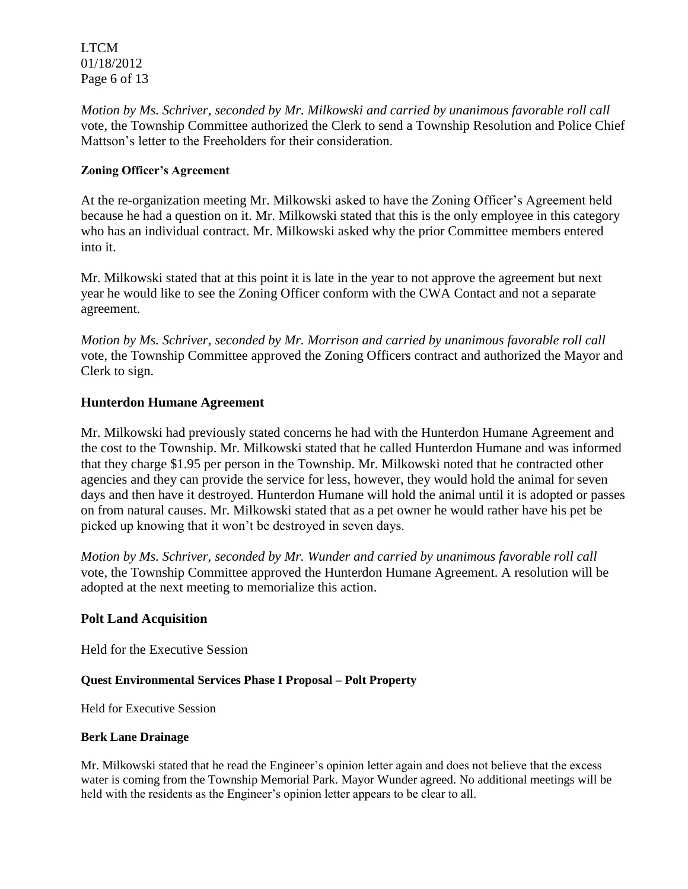*Motion by Ms. Schriver, seconded by Mr. Milkowski and carried by unanimous favorable roll call* vote, the Township Committee authorized the Clerk to send a Township Resolution and Police Chief Mattson's letter to the Freeholders for their consideration.

**Zoning Officer's Agreement**

At the re-organization meeting Mr. Milkowski asked to have the Zoning Officer's Agreement held because he had a question on it. Mr. Milkowski stated that this is the only employee in this category who has an individual contract. Mr. Milkowski asked why the prior Committee members entered into it.

Mr. Milkowski stated that at this point it is late in the year to not approve the agreement but next year he would like to see the Zoning Officer conform with the CWA Contact and not a separate agreement.

*Motion by Ms. Schriver, seconded by Mr. Morrison and carried by unanimous favorable roll call* vote, the Township Committee approved the Zoning Officers contract and authorized the Mayor and Clerk to sign.

## Hunterdon Humane Agreement

Mr. Milkowski had previously stated concerns he had with the Hunterdon Humane Agreement and the cost to the Township. Mr. Milkowski stated that he called Hunterdon Humane and was informed that they charge $1.95 per person in the Township. Mr. Milkowski noted that he contracted other agencies and they can provide the service for less, however, they would hold the animal for seven days and then have it destroyed. Hunterdon Humane will hold the animal until it is adopted or passes on from natural causes. Mr. Milkowski stated that as a pet owner he would rather have his pet be picked up knowing that it won't be destroyed in seven days.

*Motion by Ms. Schriver, seconded by Mr. Wunder and carried by unanimous favorable roll call* vote, the Township Committee approved the Hunterdon Humane Agreement. A resolution will be adopted at the next meeting to memorialize this action.

## Polt Land Acquisition

Held for the Executive Session

**Quest Environmental Services Phase I Proposal – Polt Property**

Held for Executive Session

**Berk Lane Drainage**

Mr. Milkowski stated that he read the Engineer's opinion letter again and does not believe that the excess water is coming from the Township Memorial Park. Mayor Wunder agreed. No additional meetings will be held with the residents as the Engineer's opinion letter appears to be clear to all.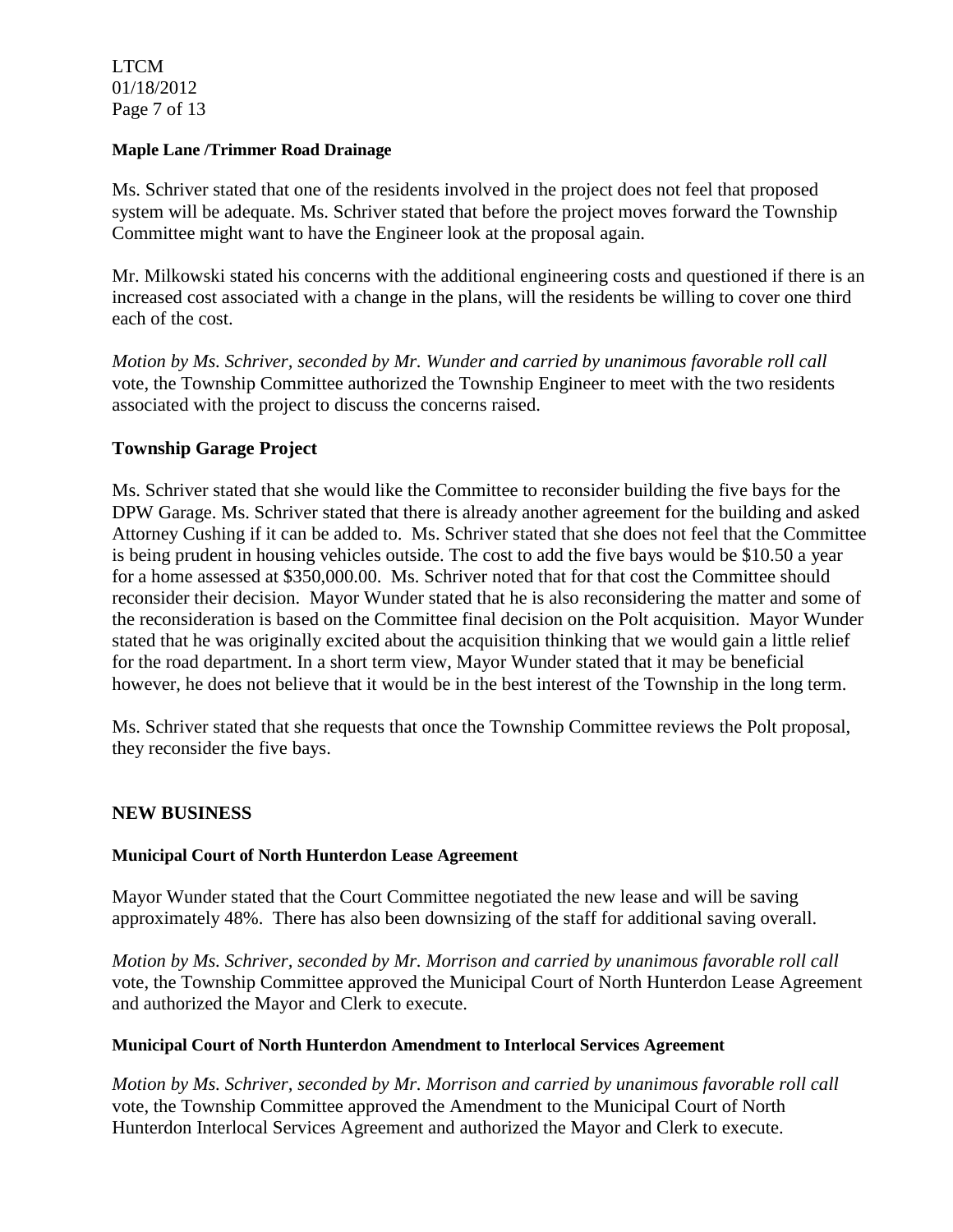#### Maple Lane /Trimmer Road Drainage

Ms. Schriver stated that one of the residents involved in the project does not feel that proposed system will be adequate. Ms. Schriver stated that before the project moves forward the Township Committee might want to have the Engineer look at the proposal again.

Mr. Milkowski stated his concerns with the additional engineering costs and questioned if there is an increased cost associated with a change in the plans, will the residents be willing to cover one third each of the cost.

*Motion by Ms. Schriver, seconded by Mr. Wunder and carried by unanimous favorable roll call* vote, the Township Committee authorized the Township Engineer to meet with the two residents associated with the project to discuss the concerns raised.

### Township Garage Project

Ms. Schriver stated that she would like the Committee to reconsider building the five bays for the DPW Garage. Ms. Schriver stated that there is already another agreement for the building and asked Attorney Cushing if it can be added to. Ms. Schriver stated that she does not feel that the Committee is being prudent in housing vehicles outside. The cost to add the five bays would be $10.50 a year for a home assessed at $350,000.00. Ms. Schriver noted that for that cost the Committee should reconsider their decision. Mayor Wunder stated that he is also reconsidering the matter and some of the reconsideration is based on the Committee final decision on the Polt acquisition. Mayor Wunder stated that he was originally excited about the acquisition thinking that we would gain a little relief for the road department. In a short term view, Mayor Wunder stated that it may be beneficial however, he does not believe that it would be in the best interest of the Township in the long term.

Ms. Schriver stated that she requests that once the Township Committee reviews the Polt proposal, they reconsider the five bays.

### NEW BUSINESS

#### Municipal Court of North Hunterdon Lease Agreement

Mayor Wunder stated that the Court Committee negotiated the new lease and will be saving approximately 48%. There has also been downsizing of the staff for additional saving overall.

*Motion by Ms. Schriver, seconded by Mr. Morrison and carried by unanimous favorable roll call* vote, the Township Committee approved the Municipal Court of North Hunterdon Lease Agreement and authorized the Mayor and Clerk to execute.

#### Municipal Court of North Hunterdon Amendment to Interlocal Services Agreement

*Motion by Ms. Schriver, seconded by Mr. Morrison and carried by unanimous favorable roll call* vote, the Township Committee approved the Amendment to the Municipal Court of North Hunterdon Interlocal Services Agreement and authorized the Mayor and Clerk to execute.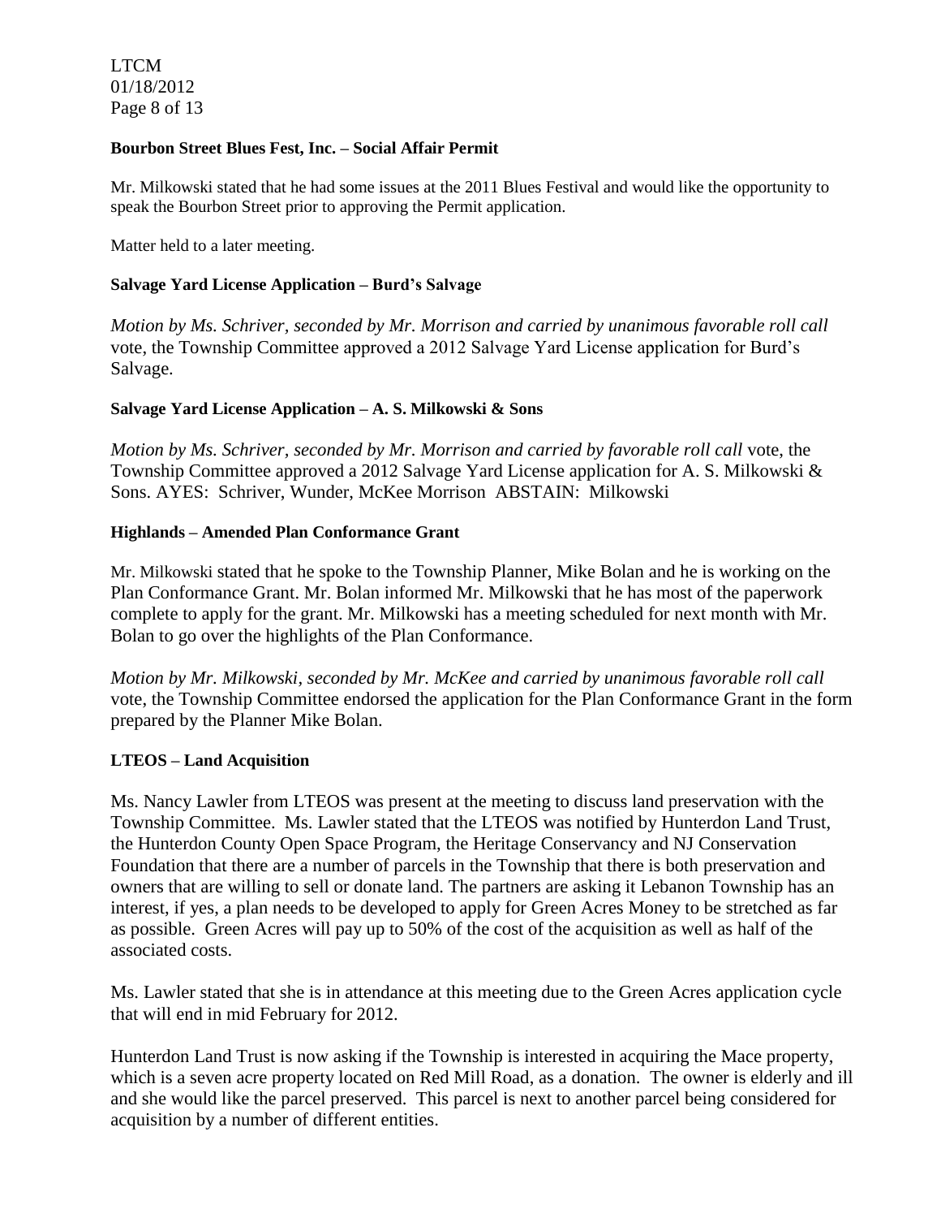**Bourbon Street Blues Fest, Inc. – Social Affair Permit**

Mr. Milkowski stated that he had some issues at the 2011 Blues Festival and would like the opportunity to speak the Bourbon Street prior to approving the Permit application.

Matter held to a later meeting.

**Salvage Yard License Application – Burd's Salvage**

*Motion by Ms. Schriver, seconded by Mr. Morrison and carried by unanimous favorable roll call* vote, the Township Committee approved a 2012 Salvage Yard License application for Burd's Salvage.

**Salvage Yard License Application – A. S. Milkowski & Sons**

*Motion by Ms. Schriver, seconded by Mr. Morrison and carried by favorable roll call* vote, the Township Committee approved a 2012 Salvage Yard License application for A. S. Milkowski & Sons. AYES: Schriver, Wunder, McKee Morrison ABSTAIN: Milkowski

**Highlands – Amended Plan Conformance Grant**

Mr. Milkowski stated that he spoke to the Township Planner, Mike Bolan and he is working on the Plan Conformance Grant. Mr. Bolan informed Mr. Milkowski that he has most of the paperwork complete to apply for the grant. Mr. Milkowski has a meeting scheduled for next month with Mr. Bolan to go over the highlights of the Plan Conformance.

*Motion by Mr. Milkowski, seconded by Mr. McKee and carried by unanimous favorable roll call* vote, the Township Committee endorsed the application for the Plan Conformance Grant in the form prepared by the Planner Mike Bolan.

**LTEOS – Land Acquisition**

Ms. Nancy Lawler from LTEOS was present at the meeting to discuss land preservation with the Township Committee. Ms. Lawler stated that the LTEOS was notified by Hunterdon Land Trust, the Hunterdon County Open Space Program, the Heritage Conservancy and NJ Conservation Foundation that there are a number of parcels in the Township that there is both preservation and owners that are willing to sell or donate land. The partners are asking it Lebanon Township has an interest, if yes, a plan needs to be developed to apply for Green Acres Money to be stretched as far as possible. Green Acres will pay up to 50% of the cost of the acquisition as well as half of the associated costs.

Ms. Lawler stated that she is in attendance at this meeting due to the Green Acres application cycle that will end in mid February for 2012.

Hunterdon Land Trust is now asking if the Township is interested in acquiring the Mace property, which is a seven acre property located on Red Mill Road, as a donation. The owner is elderly and ill and she would like the parcel preserved. This parcel is next to another parcel being considered for acquisition by a number of different entities.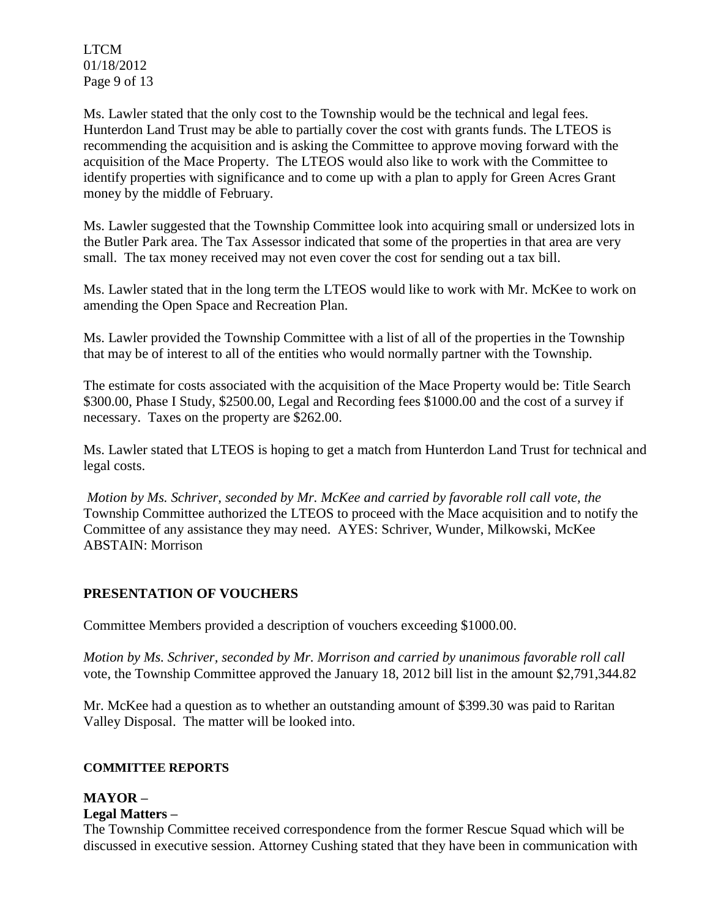Ms. Lawler stated that the only cost to the Township would be the technical and legal fees. Hunterdon Land Trust may be able to partially cover the cost with grants funds. The LTEOS is recommending the acquisition and is asking the Committee to approve moving forward with the acquisition of the Mace Property. The LTEOS would also like to work with the Committee to identify properties with significance and to come up with a plan to apply for Green Acres Grant money by the middle of February.

Ms. Lawler suggested that the Township Committee look into acquiring small or undersized lots in the Butler Park area. The Tax Assessor indicated that some of the properties in that area are very small. The tax money received may not even cover the cost for sending out a tax bill.

Ms. Lawler stated that in the long term the LTEOS would like to work with Mr. McKee to work on amending the Open Space and Recreation Plan.

Ms. Lawler provided the Township Committee with a list of all of the properties in the Township that may be of interest to all of the entities who would normally partner with the Township.

The estimate for costs associated with the acquisition of the Mace Property would be: Title Search $300.00, Phase I Study, $2500.00, Legal and Recording fees $1000.00 and the cost of a survey if necessary. Taxes on the property are $262.00.

Ms. Lawler stated that LTEOS is hoping to get a match from Hunterdon Land Trust for technical and legal costs.

*Motion by Ms. Schriver, seconded by Mr. McKee and carried by favorable roll call vote, the* Township Committee authorized the LTEOS to proceed with the Mace acquisition and to notify the Committee of any assistance they may need. AYES: Schriver, Wunder, Milkowski, McKee ABSTAIN: Morrison

## PRESENTATION OF VOUCHERS

Committee Members provided a description of vouchers exceeding $1000.00.

*Motion by Ms. Schriver, seconded by Mr. Morrison and carried by unanimous favorable roll call* vote, the Township Committee approved the January 18, 2012 bill list in the amount $2,791,344.82

Mr. McKee had a question as to whether an outstanding amount of $399.30 was paid to Raritan Valley Disposal. The matter will be looked into.

### COMMITTEE REPORTS

## MAYOR –

**Legal Matters –**

The Township Committee received correspondence from the former Rescue Squad which will be discussed in executive session. Attorney Cushing stated that they have been in communication with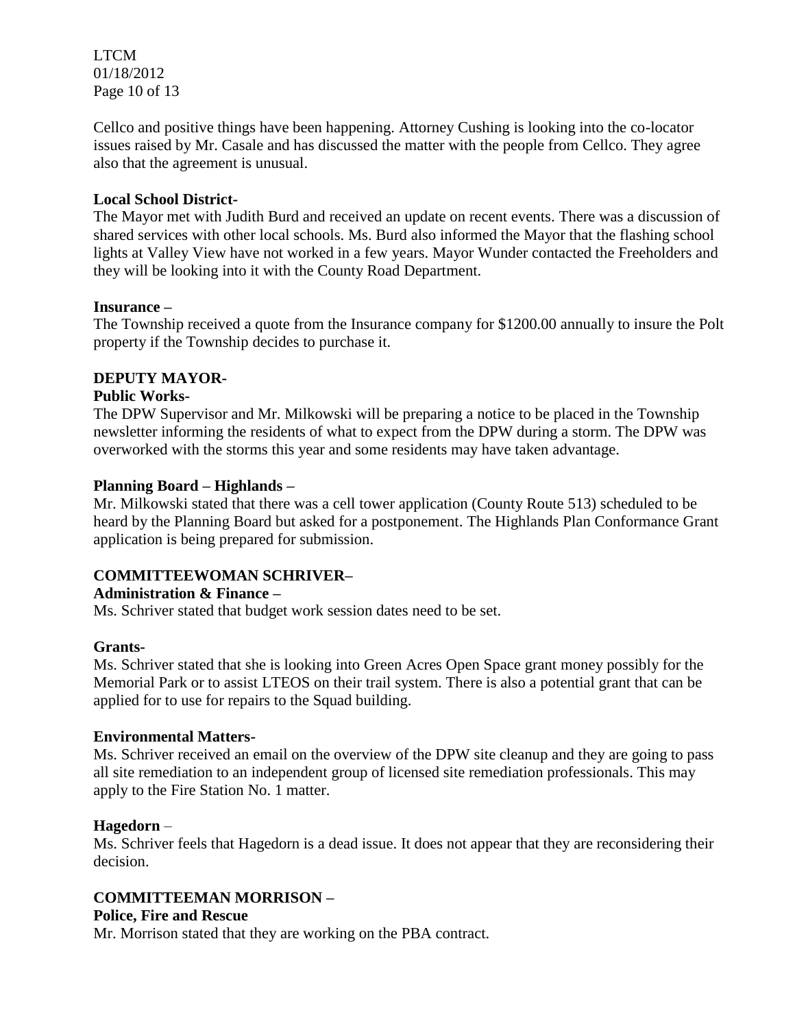Cellco and positive things have been happening. Attorney Cushing is looking into the co-locator issues raised by Mr. Casale and has discussed the matter with the people from Cellco. They agree also that the agreement is unusual.

**Local School District-**

The Mayor met with Judith Burd and received an update on recent events. There was a discussion of shared services with other local schools. Ms. Burd also informed the Mayor that the flashing school lights at Valley View have not worked in a few years. Mayor Wunder contacted the Freeholders and they will be looking into it with the County Road Department.

**Insurance –**

The Township received a quote from the Insurance company for $1200.00 annually to insure the Polt property if the Township decides to purchase it.

**DEPUTY MAYOR-**

**Public Works-**

The DPW Supervisor and Mr. Milkowski will be preparing a notice to be placed in the Township newsletter informing the residents of what to expect from the DPW during a storm. The DPW was overworked with the storms this year and some residents may have taken advantage.

**Planning Board – Highlands –**

Mr. Milkowski stated that there was a cell tower application (County Route 513) scheduled to be heard by the Planning Board but asked for a postponement. The Highlands Plan Conformance Grant application is being prepared for submission.

**COMMITTEEWOMAN SCHRIVER–**

**Administration & Finance –**

Ms. Schriver stated that budget work session dates need to be set.

**Grants-**

Ms. Schriver stated that she is looking into Green Acres Open Space grant money possibly for the Memorial Park or to assist LTEOS on their trail system. There is also a potential grant that can be applied for to use for repairs to the Squad building.

**Environmental Matters-**

Ms. Schriver received an email on the overview of the DPW site cleanup and they are going to pass all site remediation to an independent group of licensed site remediation professionals. This may apply to the Fire Station No. 1 matter.

**Hagedorn** –

Ms. Schriver feels that Hagedorn is a dead issue. It does not appear that they are reconsidering their decision.

**COMMITTEEMAN MORRISON –**

**Police, Fire and Rescue**

Mr. Morrison stated that they are working on the PBA contract.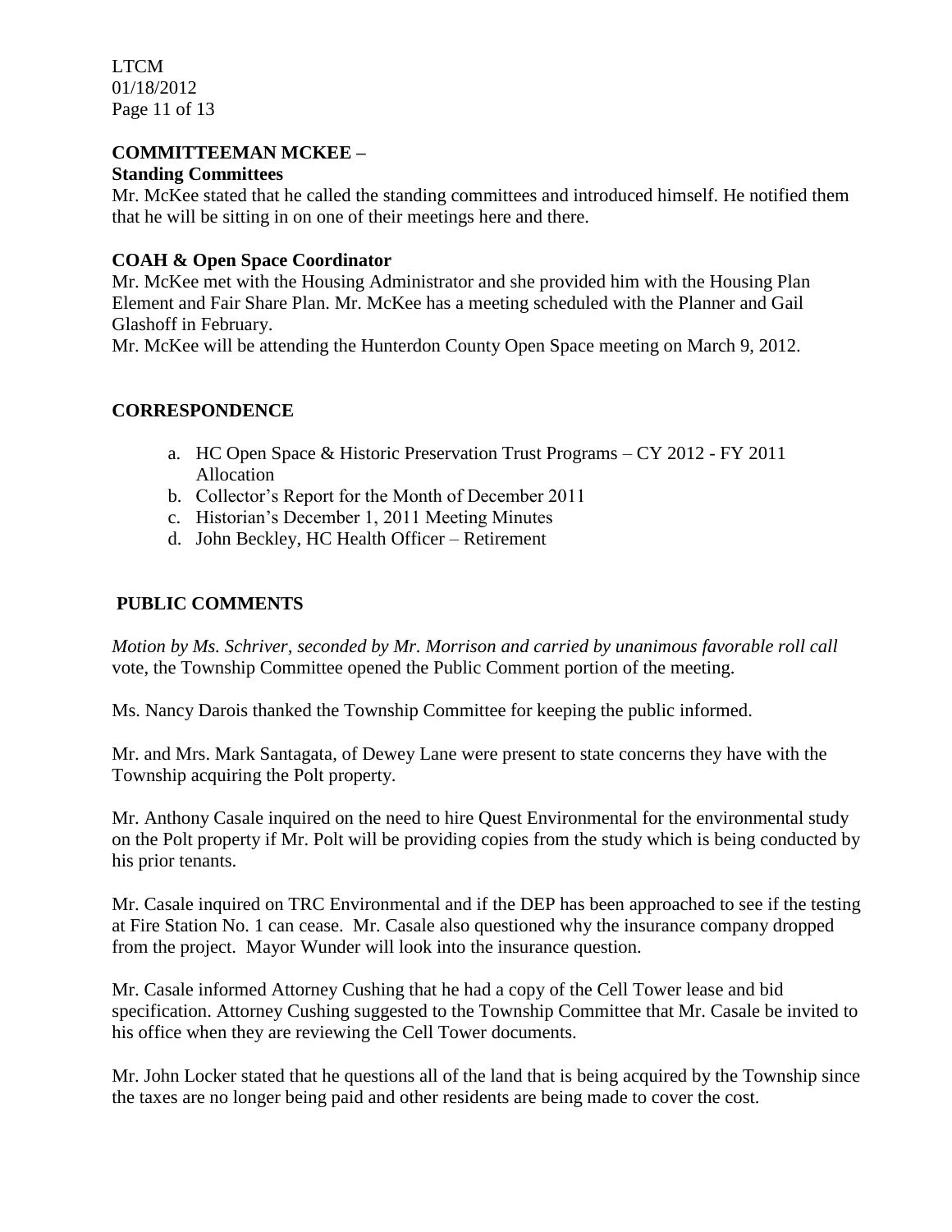**COMMITTEEMAN MCKEE –**

**Standing Committees**

Mr. McKee stated that he called the standing committees and introduced himself. He notified them that he will be sitting in on one of their meetings here and there.

**COAH & Open Space Coordinator**

Mr. McKee met with the Housing Administrator and she provided him with the Housing Plan Element and Fair Share Plan. Mr. McKee has a meeting scheduled with the Planner and Gail Glashoff in February.

Mr. McKee will be attending the Hunterdon County Open Space meeting on March 9, 2012.

**CORRESPONDENCE**

a. HC Open Space & Historic Preservation Trust Programs – CY 2012 - FY 2011 Allocation
b. Collector's Report for the Month of December 2011
c. Historian's December 1, 2011 Meeting Minutes
d. John Beckley, HC Health Officer – Retirement

**PUBLIC COMMENTS**

*Motion by Ms. Schriver, seconded by Mr. Morrison and carried by unanimous favorable roll call* vote, the Township Committee opened the Public Comment portion of the meeting.

Ms. Nancy Darois thanked the Township Committee for keeping the public informed.

Mr. and Mrs. Mark Santagata, of Dewey Lane were present to state concerns they have with the Township acquiring the Polt property.

Mr. Anthony Casale inquired on the need to hire Quest Environmental for the environmental study on the Polt property if Mr. Polt will be providing copies from the study which is being conducted by his prior tenants.

Mr. Casale inquired on TRC Environmental and if the DEP has been approached to see if the testing at Fire Station No. 1 can cease. Mr. Casale also questioned why the insurance company dropped from the project. Mayor Wunder will look into the insurance question.

Mr. Casale informed Attorney Cushing that he had a copy of the Cell Tower lease and bid specification. Attorney Cushing suggested to the Township Committee that Mr. Casale be invited to his office when they are reviewing the Cell Tower documents.

Mr. John Locker stated that he questions all of the land that is being acquired by the Township since the taxes are no longer being paid and other residents are being made to cover the cost.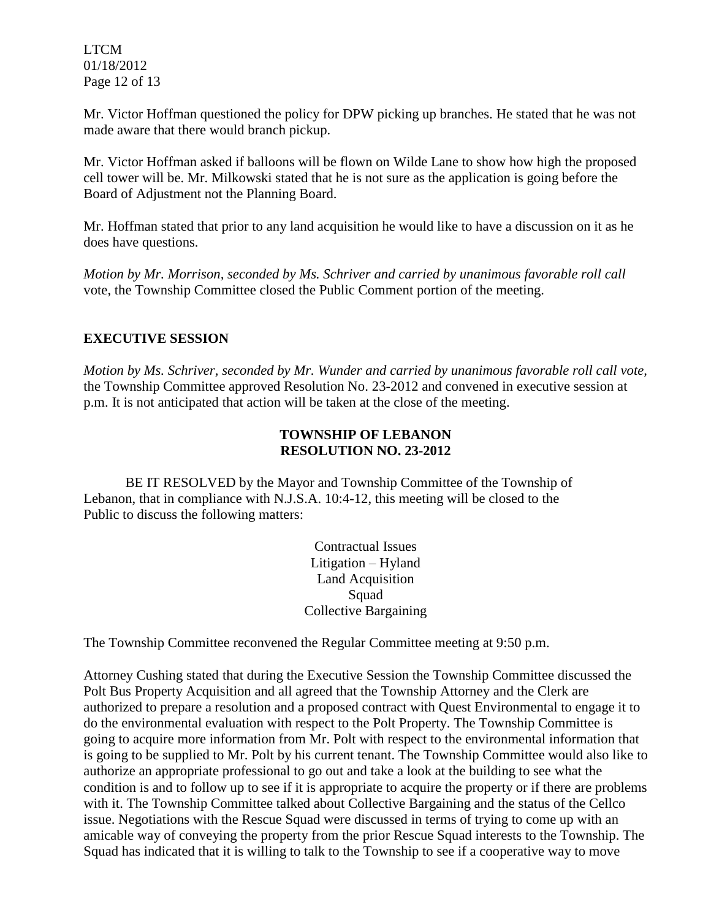Mr. Victor Hoffman questioned the policy for DPW picking up branches. He stated that he was not made aware that there would branch pickup.

Mr. Victor Hoffman asked if balloons will be flown on Wilde Lane to show how high the proposed cell tower will be. Mr. Milkowski stated that he is not sure as the application is going before the Board of Adjustment not the Planning Board.

Mr. Hoffman stated that prior to any land acquisition he would like to have a discussion on it as he does have questions.

*Motion by Mr. Morrison, seconded by Ms. Schriver and carried by unanimous favorable roll call* vote, the Township Committee closed the Public Comment portion of the meeting.

## EXECUTIVE SESSION

*Motion by Ms. Schriver, seconded by Mr. Wunder and carried by unanimous favorable roll call vote,* the Township Committee approved Resolution No. 23-2012 and convened in executive session at p.m. It is not anticipated that action will be taken at the close of the meeting.

**TOWNSHIP OF LEBANON**
**RESOLUTION NO. 23-2012**

BE IT RESOLVED by the Mayor and Township Committee of the Township of Lebanon, that in compliance with N.J.S.A. 10:4-12, this meeting will be closed to the Public to discuss the following matters:

Contractual Issues
Litigation – Hyland
Land Acquisition
Squad
Collective Bargaining

The Township Committee reconvened the Regular Committee meeting at 9:50 p.m.

Attorney Cushing stated that during the Executive Session the Township Committee discussed the Polt Bus Property Acquisition and all agreed that the Township Attorney and the Clerk are authorized to prepare a resolution and a proposed contract with Quest Environmental to engage it to do the environmental evaluation with respect to the Polt Property. The Township Committee is going to acquire more information from Mr. Polt with respect to the environmental information that is going to be supplied to Mr. Polt by his current tenant. The Township Committee would also like to authorize an appropriate professional to go out and take a look at the building to see what the condition is and to follow up to see if it is appropriate to acquire the property or if there are problems with it. The Township Committee talked about Collective Bargaining and the status of the Cellco issue. Negotiations with the Rescue Squad were discussed in terms of trying to come up with an amicable way of conveying the property from the prior Rescue Squad interests to the Township. The Squad has indicated that it is willing to talk to the Township to see if a cooperative way to move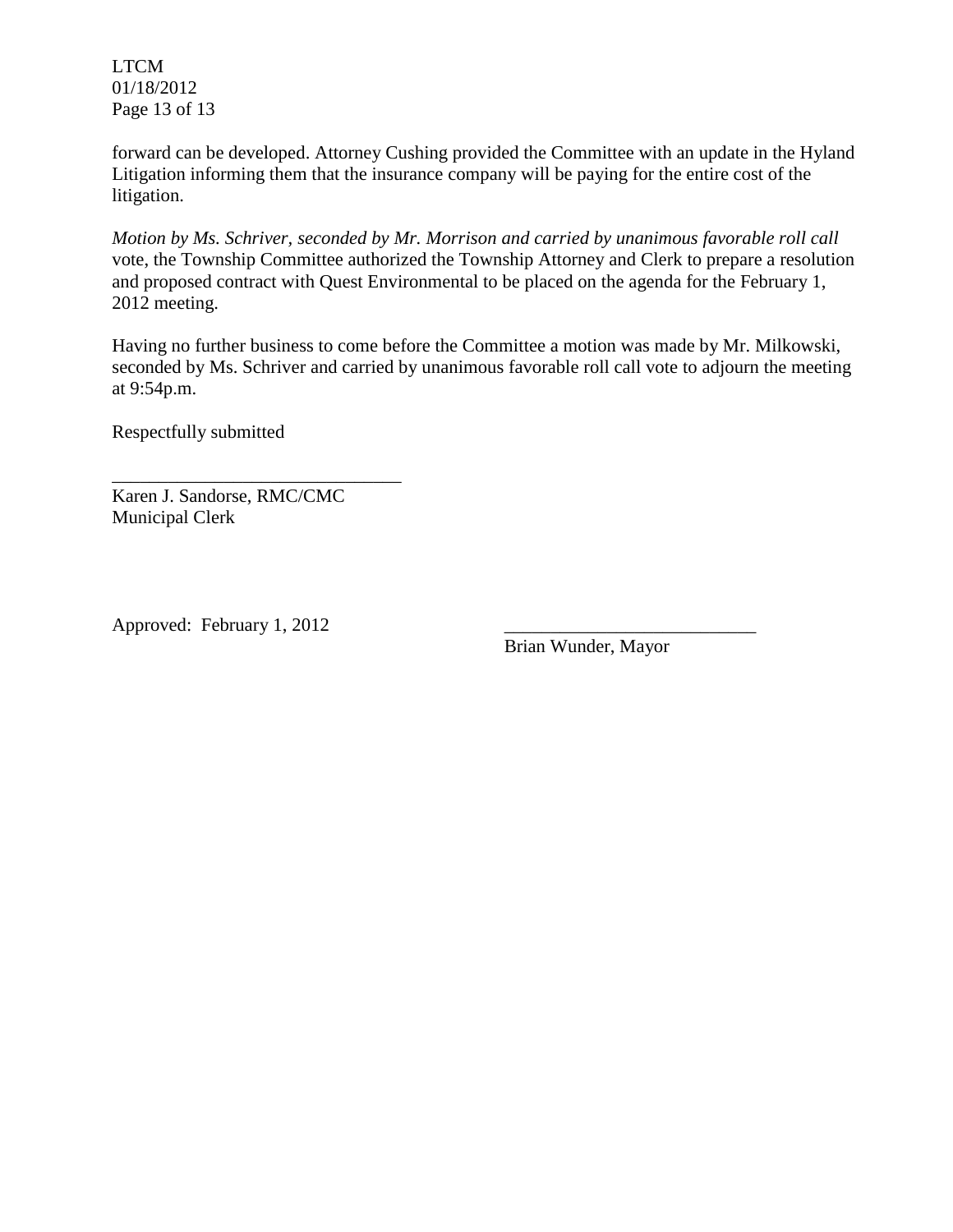forward can be developed. Attorney Cushing provided the Committee with an update in the Hyland Litigation informing them that the insurance company will be paying for the entire cost of the litigation.

*Motion by Ms. Schriver, seconded by Mr. Morrison and carried by unanimous favorable roll call* vote, the Township Committee authorized the Township Attorney and Clerk to prepare a resolution and proposed contract with Quest Environmental to be placed on the agenda for the February 1, 2012 meeting.

Having no further business to come before the Committee a motion was made by Mr. Milkowski, seconded by Ms. Schriver and carried by unanimous favorable roll call vote to adjourn the meeting at 9:54p.m.

Respectfully submitted

_______________________________
Karen J. Sandorse, RMC/CMC
Municipal Clerk

Approved: February 1, 2012

___________________________
Brian Wunder, Mayor